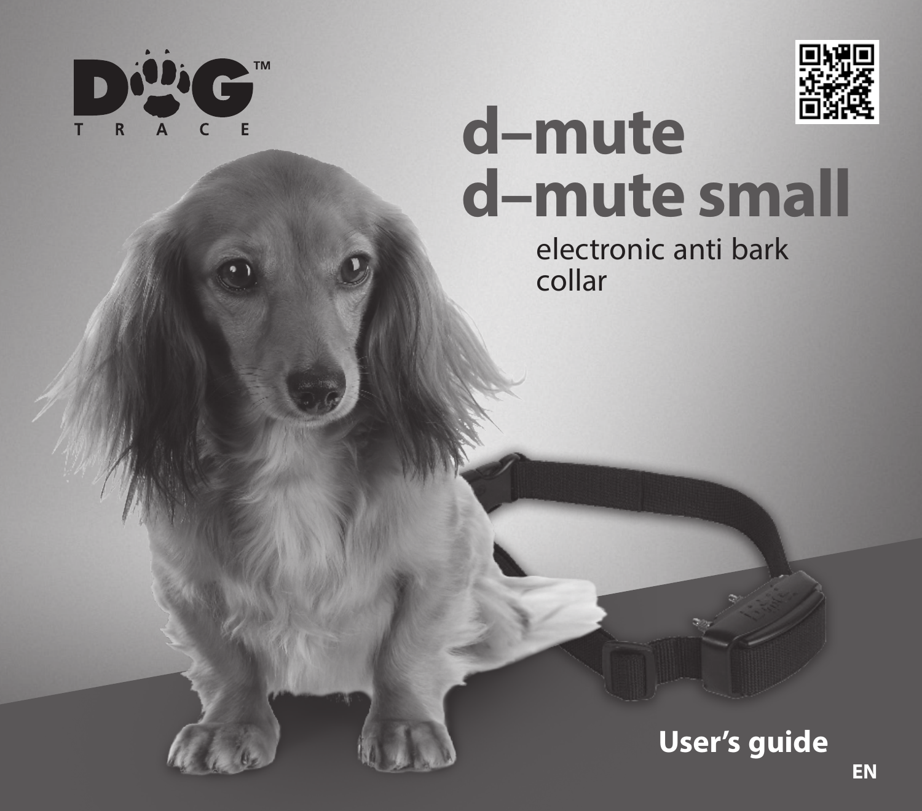DOG TRACE™

# d–mute
# d–mute small

electronic anti bark collar

**User's guide**

**EN**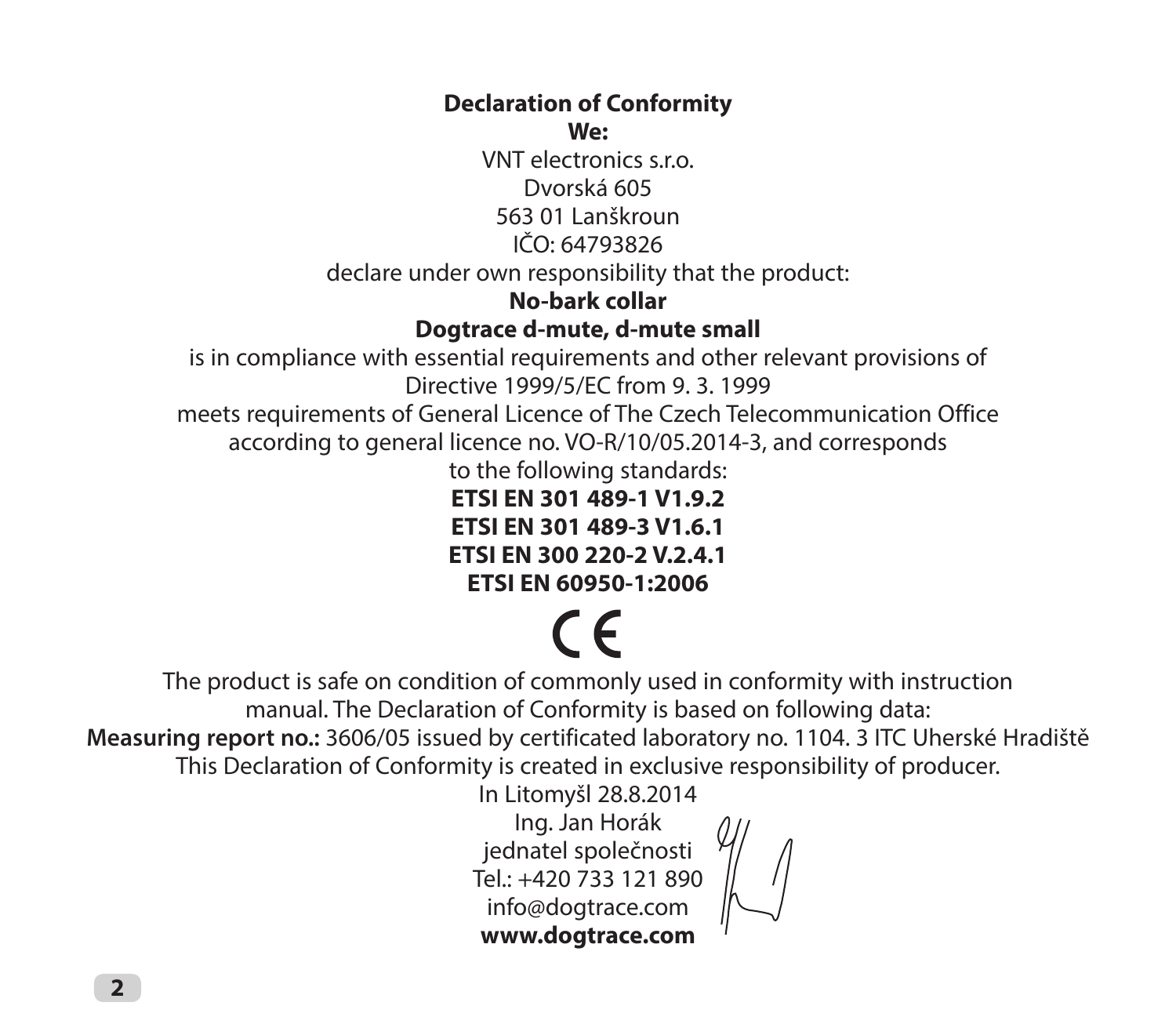**Declaration of Conformity**

**We:**

VNT electronics s.r.o.
Dvorská 605
563 01 Lanškroun
IČO: 64793826

declare under own responsibility that the product:

**No-bark collar**

**Dogtrace d-mute, d-mute small**

is in compliance with essential requirements and other relevant provisions of Directive 1999/5/EC from 9. 3. 1999 meets requirements of General Licence of The Czech Telecommunication Office according to general licence no. VO-R/10/05.2014-3, and corresponds to the following standards:

**ETSI EN 301 489-1 V1.9.2**
**ETSI EN 301 489-3 V1.6.1**
**ETSI EN 300 220-2 V.2.4.1**
**ETSI EN 60950-1:2006**

CE

The product is safe on condition of commonly used in conformity with instruction manual. The Declaration of Conformity is based on following data:

**Measuring report no.:** 3606/05 issued by certificated laboratory no. 1104. 3 ITC Uherské Hradiště

This Declaration of Conformity is created in exclusive responsibility of producer.

In Litomyšl 28.8.2014
Ing. Jan Horák
jednatel společnosti
Tel.: +420 733 121 890
info@dogtrace.com
**www.dogtrace.com**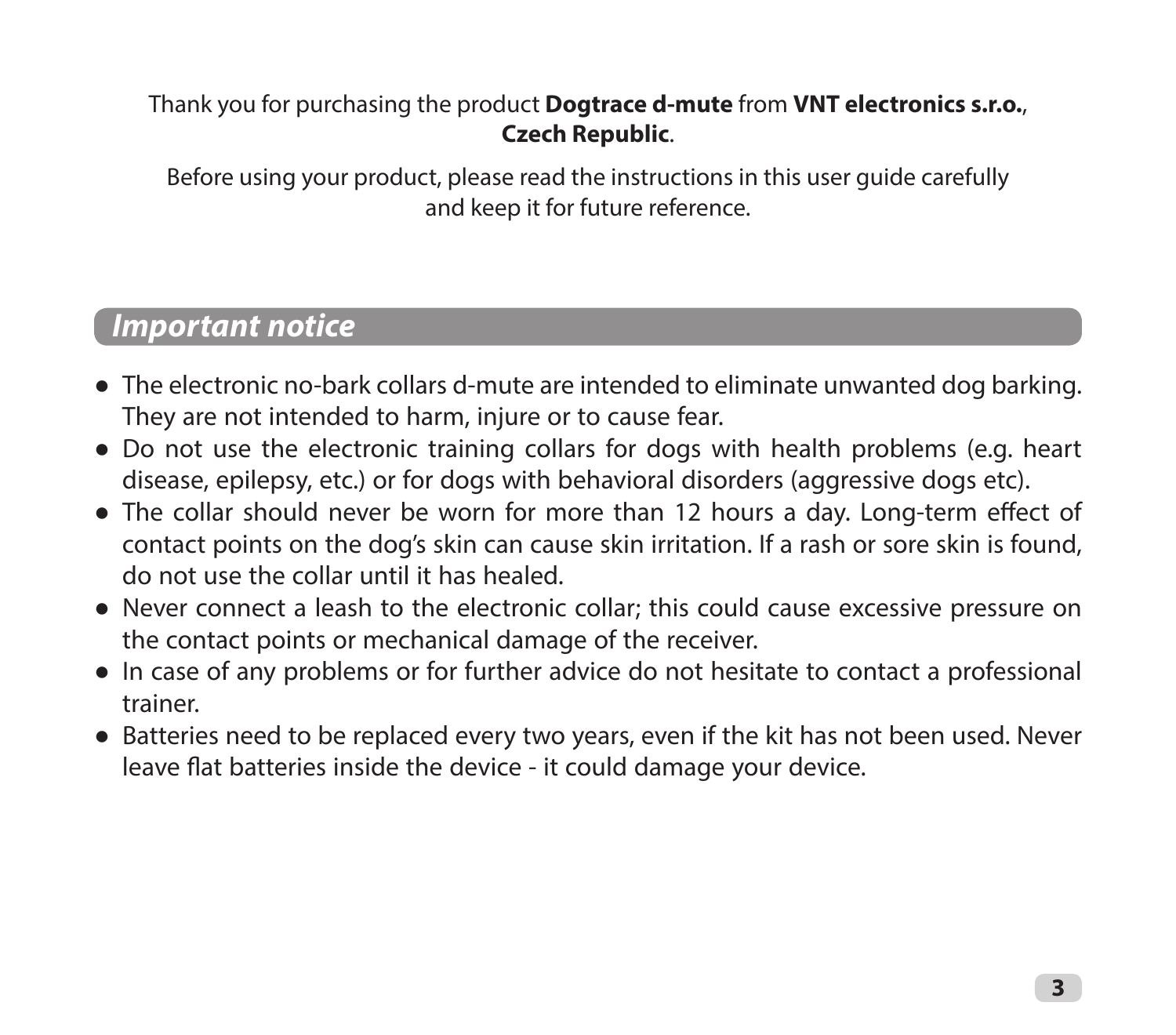Thank you for purchasing the product **Dogtrace d-mute** from **VNT electronics s.r.o.**, **Czech Republic**.

Before using your product, please read the instructions in this user guide carefully and keep it for future reference.

## *Important notice*

- The electronic no-bark collars d-mute are intended to eliminate unwanted dog barking. They are not intended to harm, injure or to cause fear.
- Do not use the electronic training collars for dogs with health problems (e.g. heart disease, epilepsy, etc.) or for dogs with behavioral disorders (aggressive dogs etc).
- The collar should never be worn for more than 12 hours a day. Long-term effect of contact points on the dog's skin can cause skin irritation. If a rash or sore skin is found, do not use the collar until it has healed.
- Never connect a leash to the electronic collar; this could cause excessive pressure on the contact points or mechanical damage of the receiver.
- In case of any problems or for further advice do not hesitate to contact a professional trainer.
- Batteries need to be replaced every two years, even if the kit has not been used. Never leave flat batteries inside the device - it could damage your device.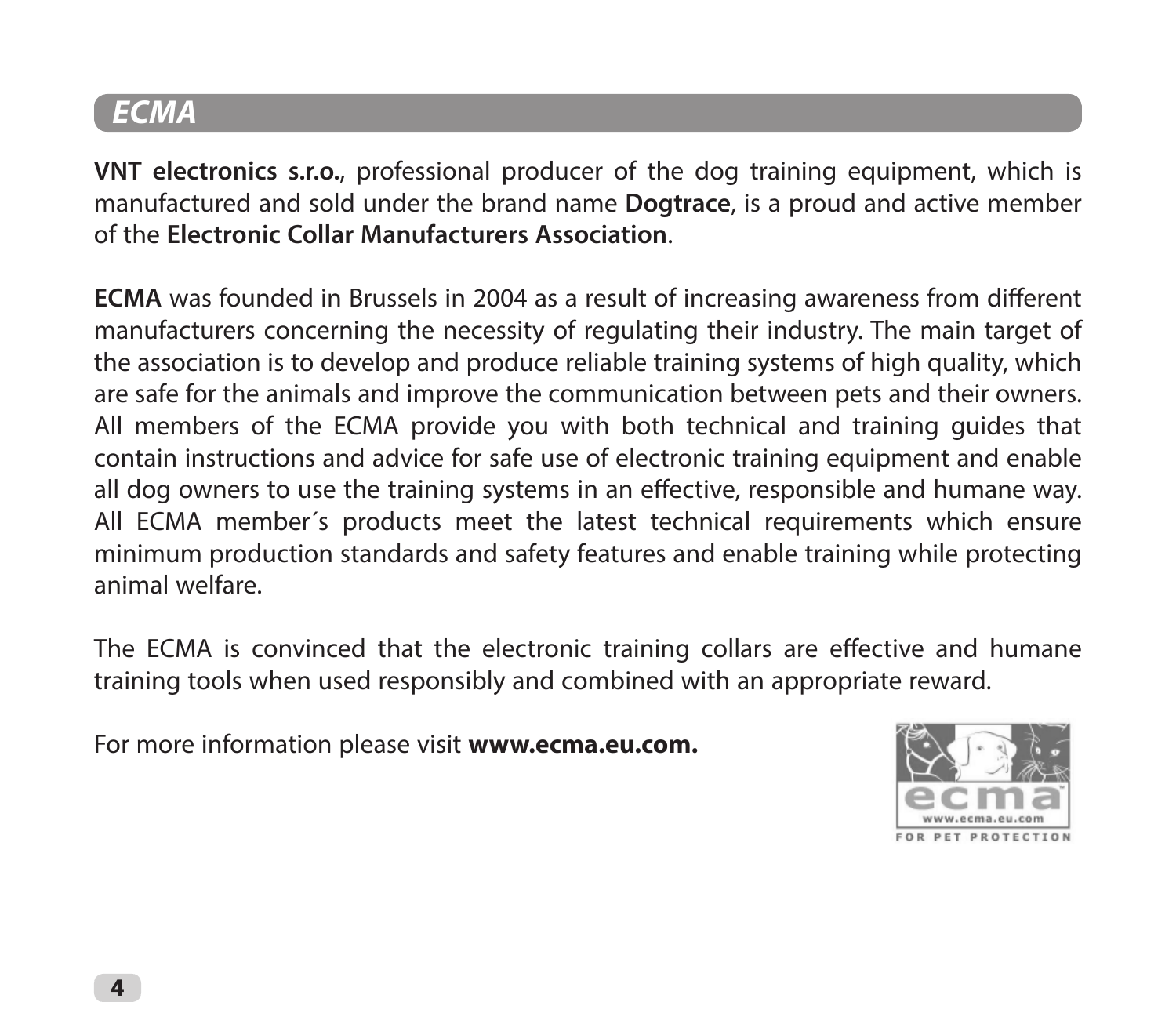## ECMA

**VNT electronics s.r.o.**, professional producer of the dog training equipment, which is manufactured and sold under the brand name **Dogtrace**, is a proud and active member of the **Electronic Collar Manufacturers Association**.

**ECMA** was founded in Brussels in 2004 as a result of increasing awareness from different manufacturers concerning the necessity of regulating their industry. The main target of the association is to develop and produce reliable training systems of high quality, which are safe for the animals and improve the communication between pets and their owners. All members of the ECMA provide you with both technical and training guides that contain instructions and advice for safe use of electronic training equipment and enable all dog owners to use the training systems in an effective, responsible and humane way. All ECMA member´s products meet the latest technical requirements which ensure minimum production standards and safety features and enable training while protecting animal welfare.

The ECMA is convinced that the electronic training collars are effective and humane training tools when used responsibly and combined with an appropriate reward.

For more information please visit **www.ecma.eu.com.**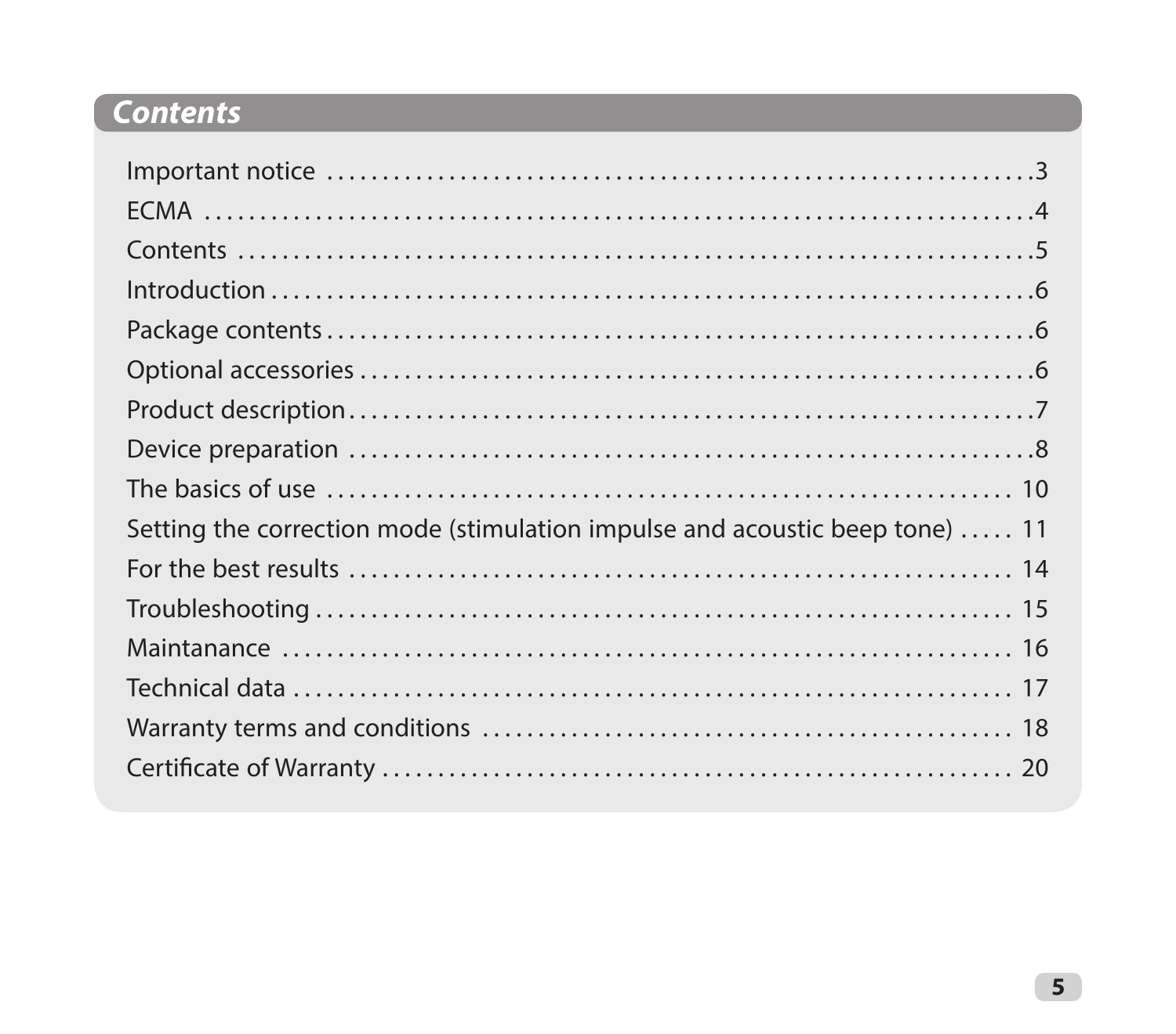# Contents

| | |
|---|---|
| Important notice | 3 |
| ECMA | 4 |
| Contents | 5 |
| Introduction | 6 |
| Package contents | 6 |
| Optional accessories | 6 |
| Product description | 7 |
| Device preparation | 8 |
| The basics of use | 10 |
| Setting the correction mode (stimulation impulse and acoustic beep tone) | 11 |
| For the best results | 14 |
| Troubleshooting | 15 |
| Maintanance | 16 |
| Technical data | 17 |
| Warranty terms and conditions | 18 |
| Certificate of Warranty | 20 |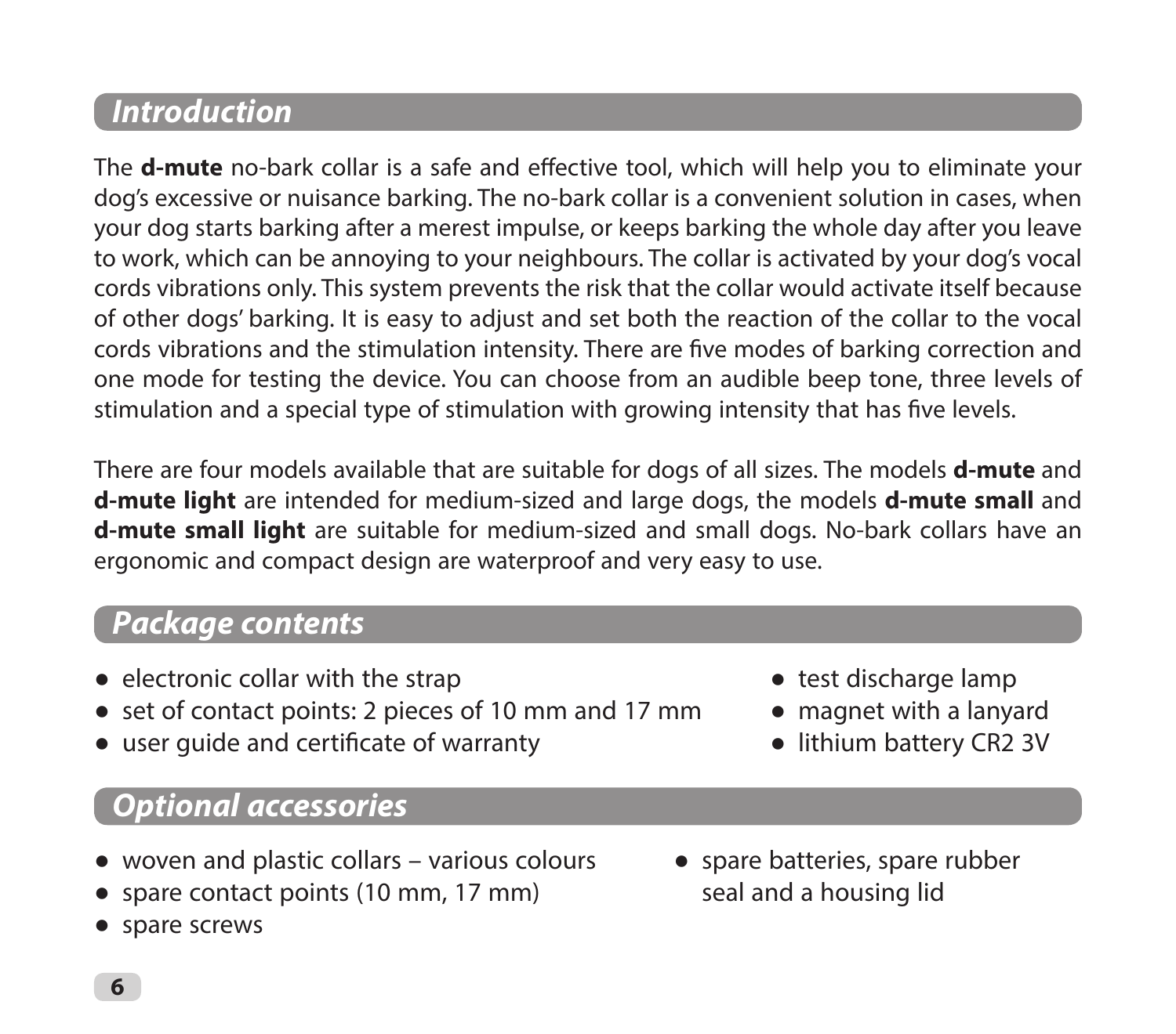## *Introduction*

The **d-mute** no-bark collar is a safe and effective tool, which will help you to eliminate your dog's excessive or nuisance barking. The no-bark collar is a convenient solution in cases, when your dog starts barking after a merest impulse, or keeps barking the whole day after you leave to work, which can be annoying to your neighbours. The collar is activated by your dog's vocal cords vibrations only. This system prevents the risk that the collar would activate itself because of other dogs' barking. It is easy to adjust and set both the reaction of the collar to the vocal cords vibrations and the stimulation intensity. There are five modes of barking correction and one mode for testing the device. You can choose from an audible beep tone, three levels of stimulation and a special type of stimulation with growing intensity that has five levels.

There are four models available that are suitable for dogs of all sizes. The models **d-mute** and **d-mute light** are intended for medium-sized and large dogs, the models **d-mute small** and **d-mute small light** are suitable for medium-sized and small dogs. No-bark collars have an ergonomic and compact design are waterproof and very easy to use.

## *Package contents*

- electronic collar with the strap
- set of contact points: 2 pieces of 10 mm and 17 mm
- user guide and certificate of warranty
- test discharge lamp
- magnet with a lanyard
- lithium battery CR2 3V

## *Optional accessories*

- woven and plastic collars – various colours
- spare contact points (10 mm, 17 mm)
- spare screws
- spare batteries, spare rubber seal and a housing lid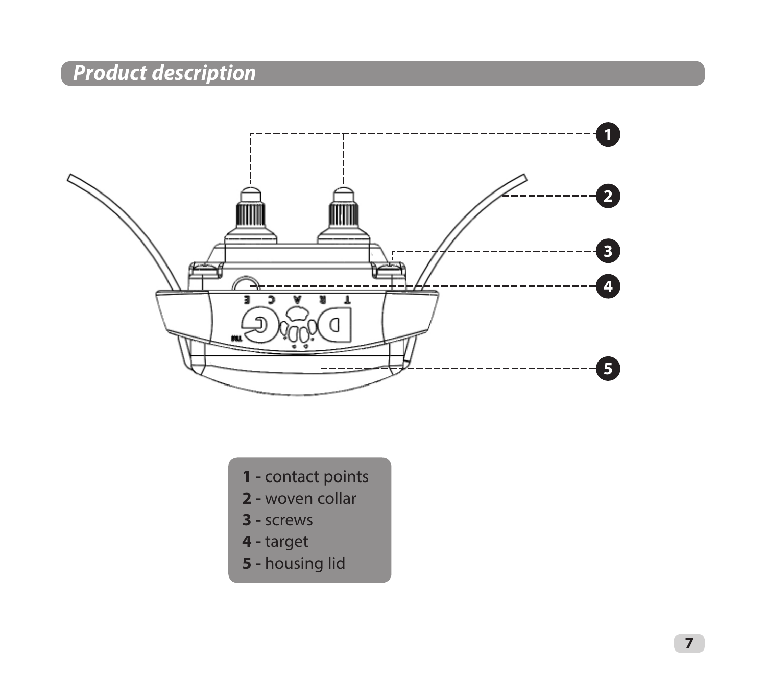## Product description

1 - contact points
2 - woven collar
3 - screws
4 - target
5 - housing lid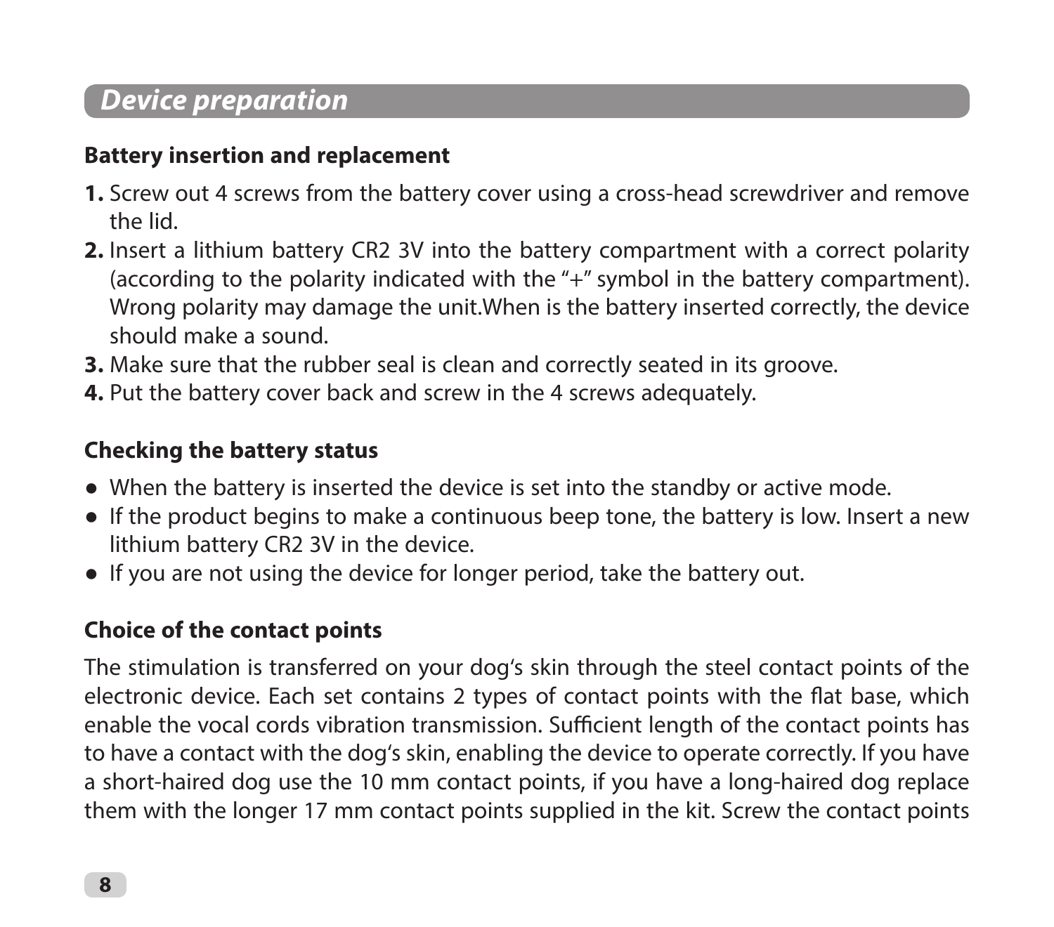## *Device preparation*

### Battery insertion and replacement

1. Screw out 4 screws from the battery cover using a cross-head screwdriver and remove the lid.
2. Insert a lithium battery CR2 3V into the battery compartment with a correct polarity (according to the polarity indicated with the "+" symbol in the battery compartment). Wrong polarity may damage the unit.When is the battery inserted correctly, the device should make a sound.
3. Make sure that the rubber seal is clean and correctly seated in its groove.
4. Put the battery cover back and screw in the 4 screws adequately.

### Checking the battery status

- When the battery is inserted the device is set into the standby or active mode.
- If the product begins to make a continuous beep tone, the battery is low. Insert a new lithium battery CR2 3V in the device.
- If you are not using the device for longer period, take the battery out.

### Choice of the contact points

The stimulation is transferred on your dog's skin through the steel contact points of the electronic device. Each set contains 2 types of contact points with the flat base, which enable the vocal cords vibration transmission. Sufficient length of the contact points has to have a contact with the dog's skin, enabling the device to operate correctly. If you have a short-haired dog use the 10 mm contact points, if you have a long-haired dog replace them with the longer 17 mm contact points supplied in the kit. Screw the contact points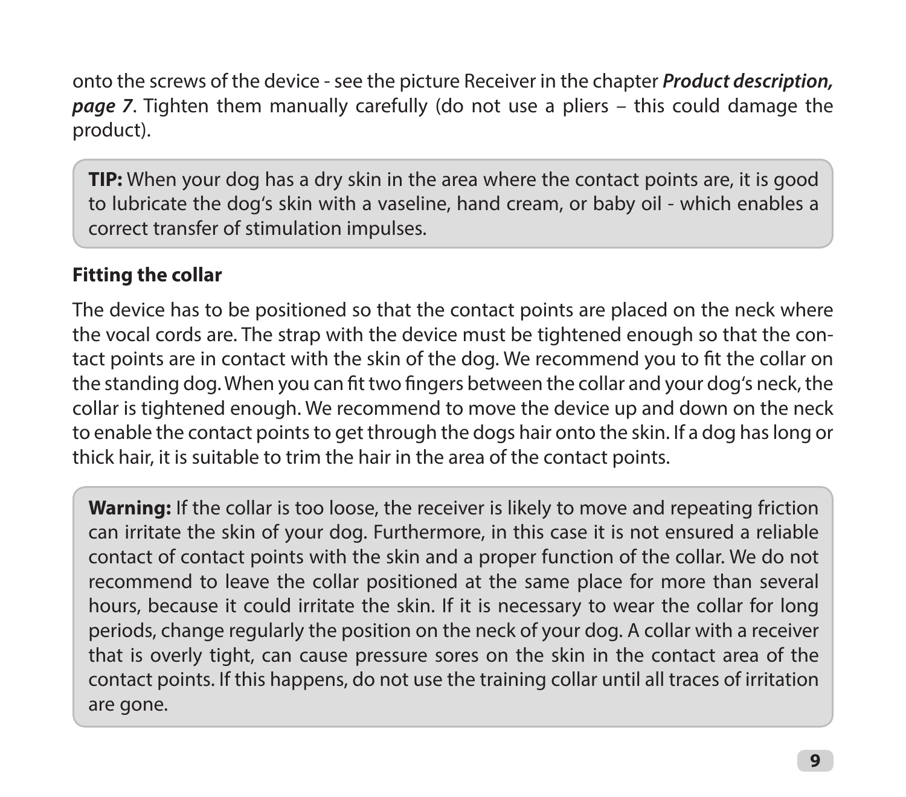onto the screws of the device - see the picture Receiver in the chapter ***Product description, page 7***. Tighten them manually carefully (do not use a pliers – this could damage the product).

**TIP:** When your dog has a dry skin in the area where the contact points are, it is good to lubricate the dog's skin with a vaseline, hand cream, or baby oil - which enables a correct transfer of stimulation impulses.

### Fitting the collar

The device has to be positioned so that the contact points are placed on the neck where the vocal cords are. The strap with the device must be tightened enough so that the contact points are in contact with the skin of the dog. We recommend you to fit the collar on the standing dog. When you can fit two fingers between the collar and your dog's neck, the collar is tightened enough. We recommend to move the device up and down on the neck to enable the contact points to get through the dogs hair onto the skin. If a dog has long or thick hair, it is suitable to trim the hair in the area of the contact points.

**Warning:** If the collar is too loose, the receiver is likely to move and repeating friction can irritate the skin of your dog. Furthermore, in this case it is not ensured a reliable contact of contact points with the skin and a proper function of the collar. We do not recommend to leave the collar positioned at the same place for more than several hours, because it could irritate the skin. If it is necessary to wear the collar for long periods, change regularly the position on the neck of your dog. A collar with a receiver that is overly tight, can cause pressure sores on the skin in the contact area of the contact points. If this happens, do not use the training collar until all traces of irritation are gone.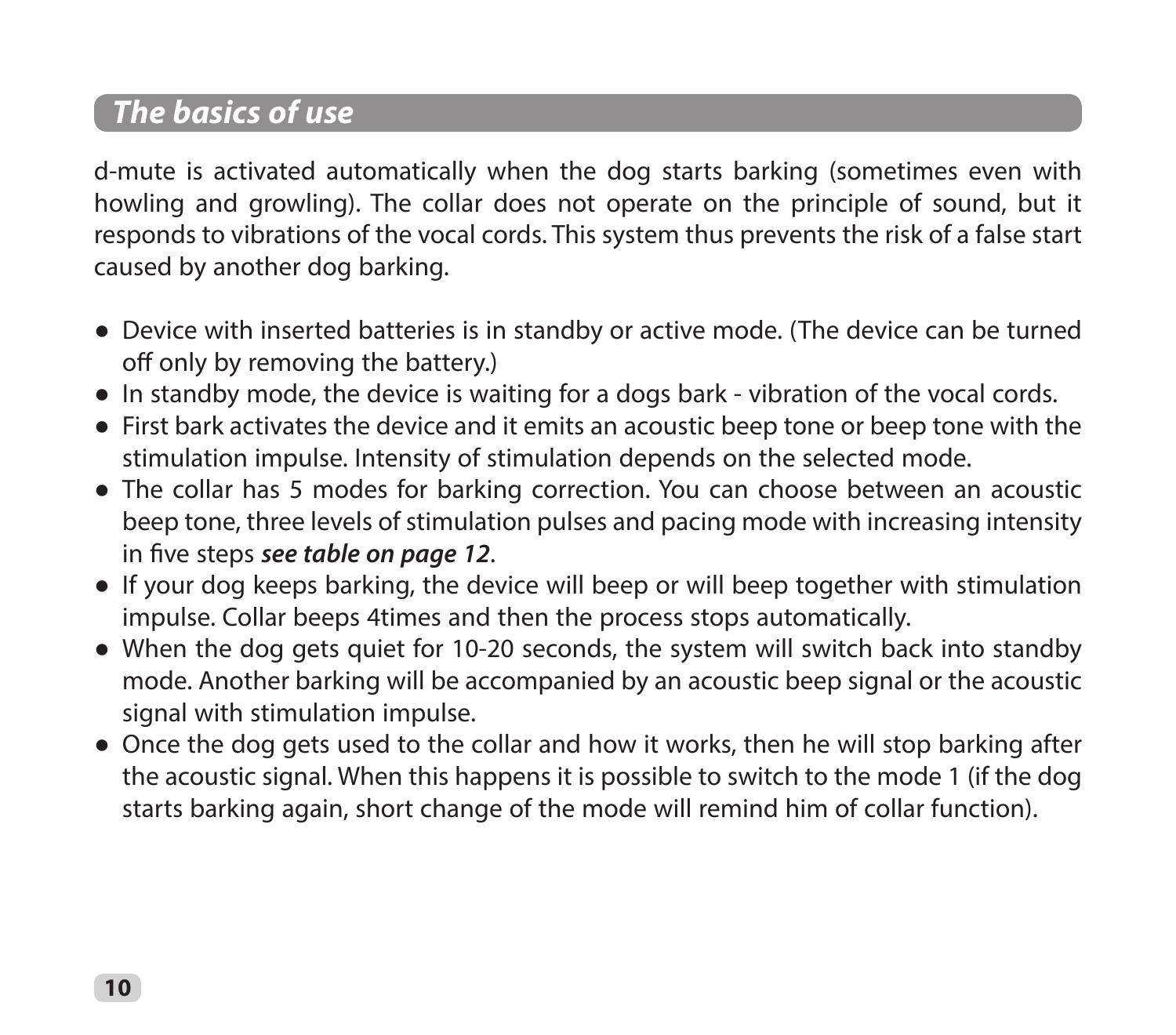## *The basics of use*

d-mute is activated automatically when the dog starts barking (sometimes even with howling and growling). The collar does not operate on the principle of sound, but it responds to vibrations of the vocal cords. This system thus prevents the risk of a false start caused by another dog barking.

- Device with inserted batteries is in standby or active mode. (The device can be turned off only by removing the battery.)
- In standby mode, the device is waiting for a dogs bark - vibration of the vocal cords.
- First bark activates the device and it emits an acoustic beep tone or beep tone with the stimulation impulse. Intensity of stimulation depends on the selected mode.
- The collar has 5 modes for barking correction. You can choose between an acoustic beep tone, three levels of stimulation pulses and pacing mode with increasing intensity in five steps ***see table on page 12***.
- If your dog keeps barking, the device will beep or will beep together with stimulation impulse. Collar beeps 4times and then the process stops automatically.
- When the dog gets quiet for 10-20 seconds, the system will switch back into standby mode. Another barking will be accompanied by an acoustic beep signal or the acoustic signal with stimulation impulse.
- Once the dog gets used to the collar and how it works, then he will stop barking after the acoustic signal. When this happens it is possible to switch to the mode 1 (if the dog starts barking again, short change of the mode will remind him of collar function).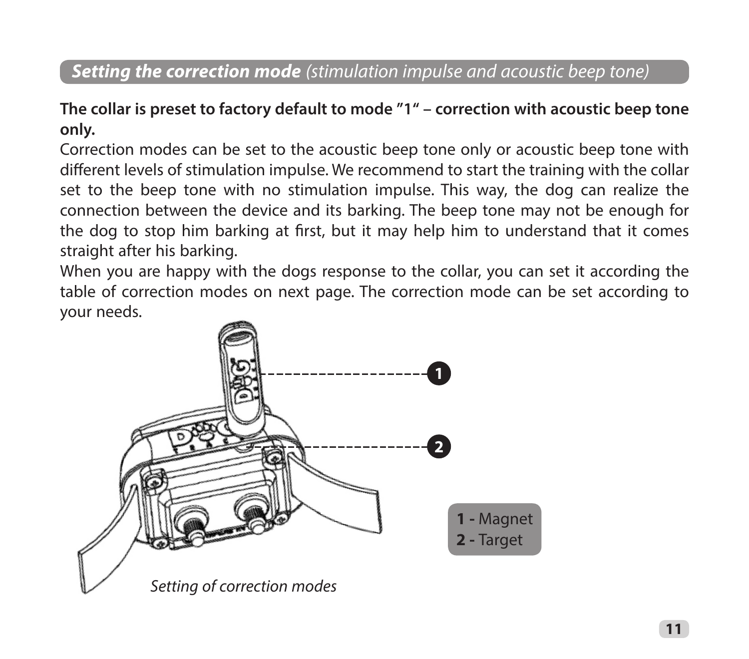## ***Setting the correction mode*** *(stimulation impulse and acoustic beep tone)*

**The collar is preset to factory default to mode "1" – correction with acoustic beep tone only.**

Correction modes can be set to the acoustic beep tone only or acoustic beep tone with different levels of stimulation impulse. We recommend to start the training with the collar set to the beep tone with no stimulation impulse. This way, the dog can realize the connection between the device and its barking. The beep tone may not be enough for the dog to stop him barking at first, but it may help him to understand that it comes straight after his barking.

When you are happy with the dogs response to the collar, you can set it according the table of correction modes on next page. The correction mode can be set according to your needs.

**1 -** Magnet
**2 -** Target

*Setting of correction modes*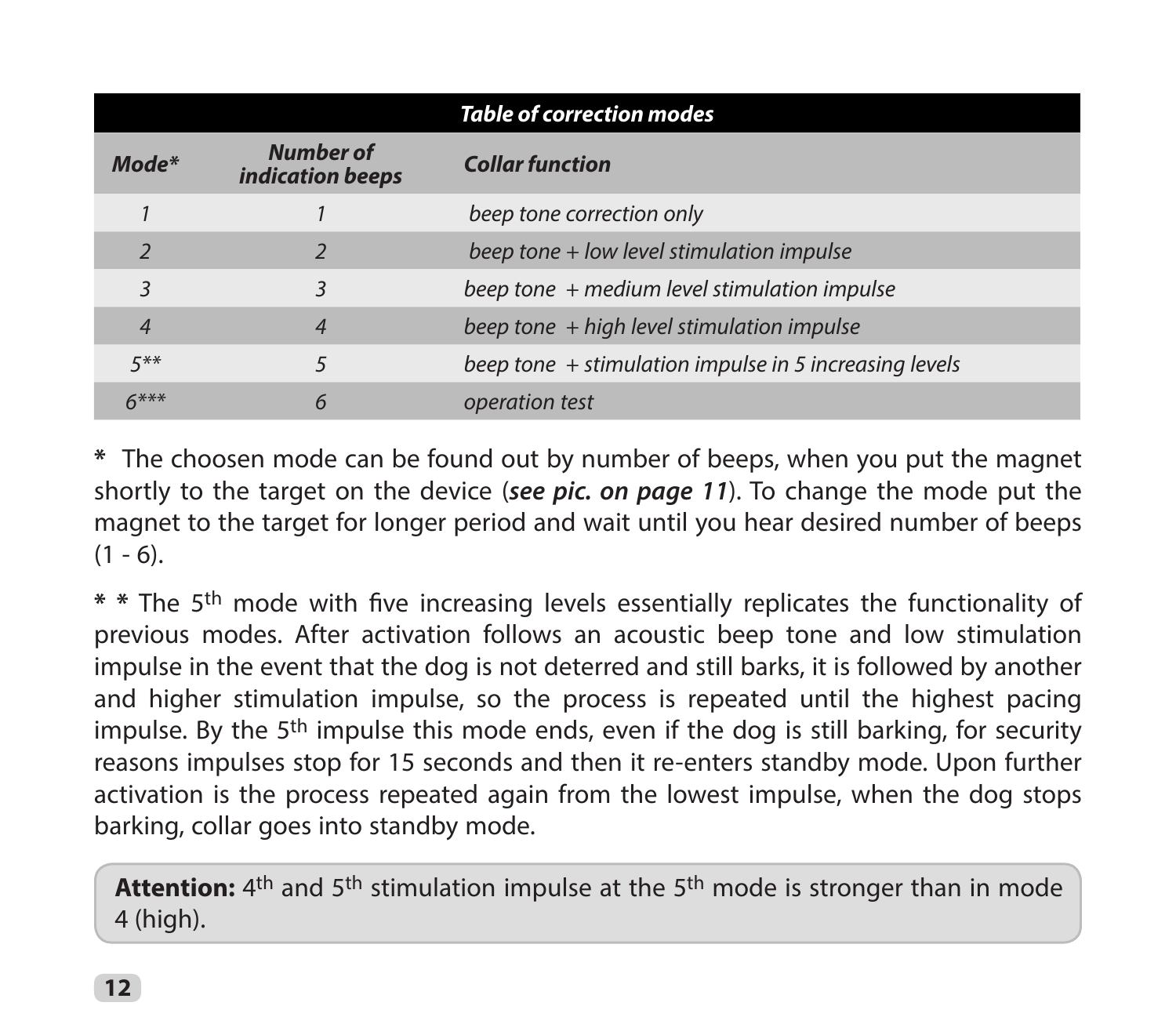| *Table of correction modes* | | |
|---|---|---|
| ***Mode**** | ***Number of indication beeps*** | ***Collar function*** |
| *1* | *1* | *beep tone correction only* |
| *2* | *2* | *beep tone + low level stimulation impulse* |
| *3* | *3* | *beep tone + medium level stimulation impulse* |
| *4* | *4* | *beep tone + high level stimulation impulse* |
| *5*** | *5* | *beep tone + stimulation impulse in 5 increasing levels* |
| *6**** | *6* | *operation test* |

**\*** The choosen mode can be found out by number of beeps, when you put the magnet shortly to the target on the device (***see pic. on page 11***). To change the mode put the magnet to the target for longer period and wait until you hear desired number of beeps (1 - 6).

**\* \*** The 5th mode with five increasing levels essentially replicates the functionality of previous modes. After activation follows an acoustic beep tone and low stimulation impulse in the event that the dog is not deterred and still barks, it is followed by another and higher stimulation impulse, so the process is repeated until the highest pacing impulse. By the 5th impulse this mode ends, even if the dog is still barking, for security reasons impulses stop for 15 seconds and then it re-enters standby mode. Upon further activation is the process repeated again from the lowest impulse, when the dog stops barking, collar goes into standby mode.

> **Attention:** 4th and 5th stimulation impulse at the 5th mode is stronger than in mode 4 (high).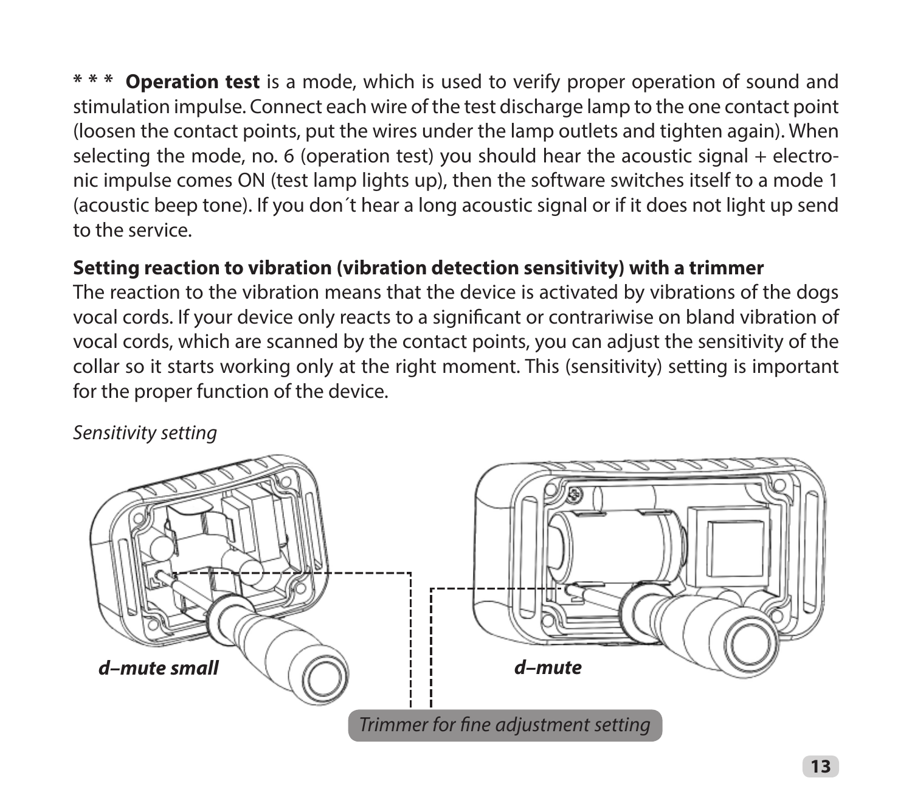*** **Operation test** is a mode, which is used to verify proper operation of sound and stimulation impulse. Connect each wire of the test discharge lamp to the one contact point (loosen the contact points, put the wires under the lamp outlets and tighten again). When selecting the mode, no. 6 (operation test) you should hear the acoustic signal + electronic impulse comes ON (test lamp lights up), then the software switches itself to a mode 1 (acoustic beep tone). If you don´t hear a long acoustic signal or if it does not light up send to the service.

**Setting reaction to vibration (vibration detection sensitivity) with a trimmer**

The reaction to the vibration means that the device is activated by vibrations of the dogs vocal cords. If your device only reacts to a significant or contrariwise on bland vibration of vocal cords, which are scanned by the contact points, you can adjust the sensitivity of the collar so it starts working only at the right moment. This (sensitivity) setting is important for the proper function of the device.

*Sensitivity setting*

***d–mute small***

***d–mute***

*Trimmer for fine adjustment setting*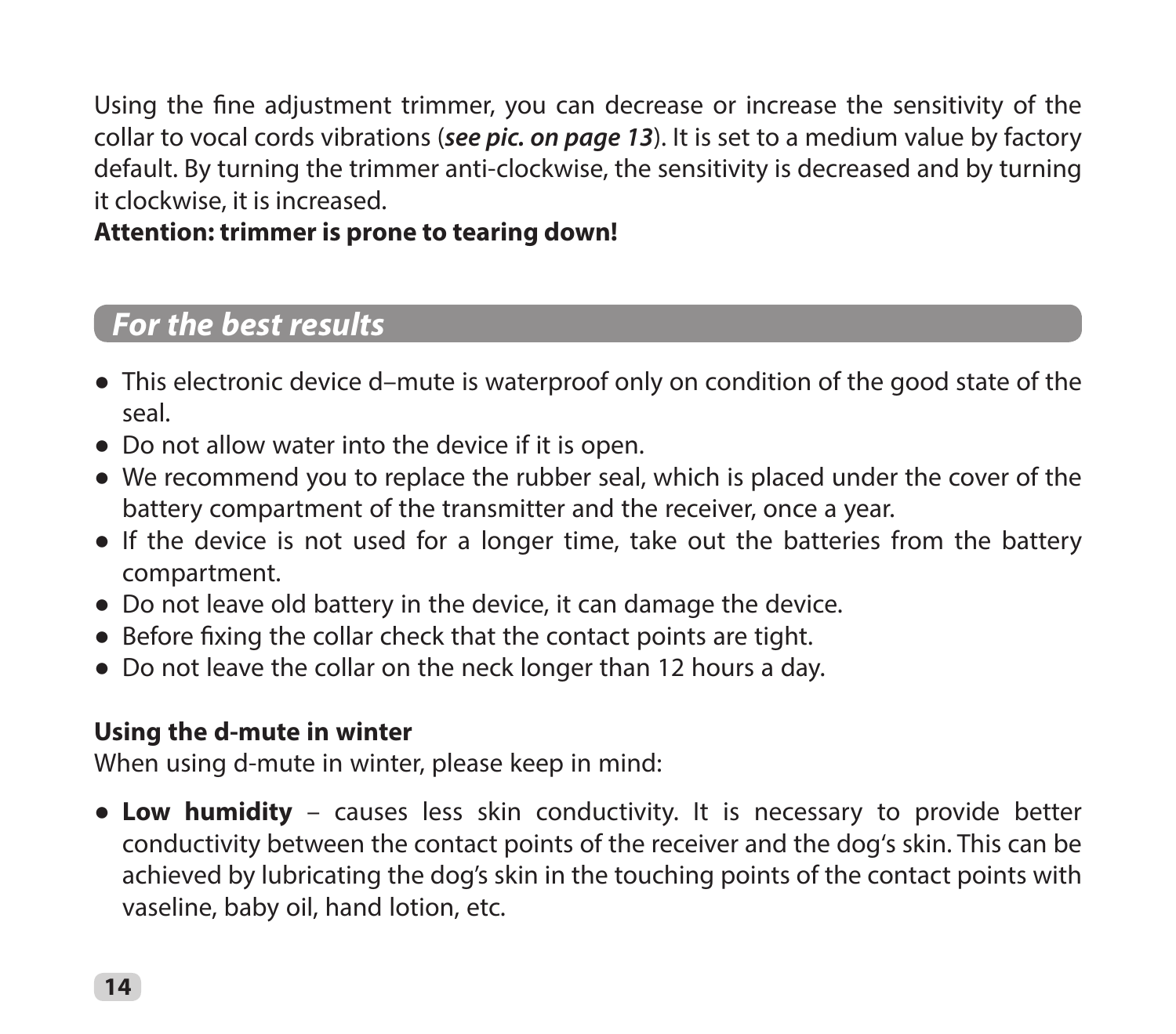Using the fine adjustment trimmer, you can decrease or increase the sensitivity of the collar to vocal cords vibrations (***see pic. on page 13***). It is set to a medium value by factory default. By turning the trimmer anti-clockwise, the sensitivity is decreased and by turning it clockwise, it is increased.
**Attention: trimmer is prone to tearing down!**

## *For the best results*

- This electronic device d–mute is waterproof only on condition of the good state of the seal.
- Do not allow water into the device if it is open.
- We recommend you to replace the rubber seal, which is placed under the cover of the battery compartment of the transmitter and the receiver, once a year.
- If the device is not used for a longer time, take out the batteries from the battery compartment.
- Do not leave old battery in the device, it can damage the device.
- Before fixing the collar check that the contact points are tight.
- Do not leave the collar on the neck longer than 12 hours a day.

**Using the d-mute in winter**
When using d-mute in winter, please keep in mind:

- **Low humidity** – causes less skin conductivity. It is necessary to provide better conductivity between the contact points of the receiver and the dog's skin. This can be achieved by lubricating the dog's skin in the touching points of the contact points with vaseline, baby oil, hand lotion, etc.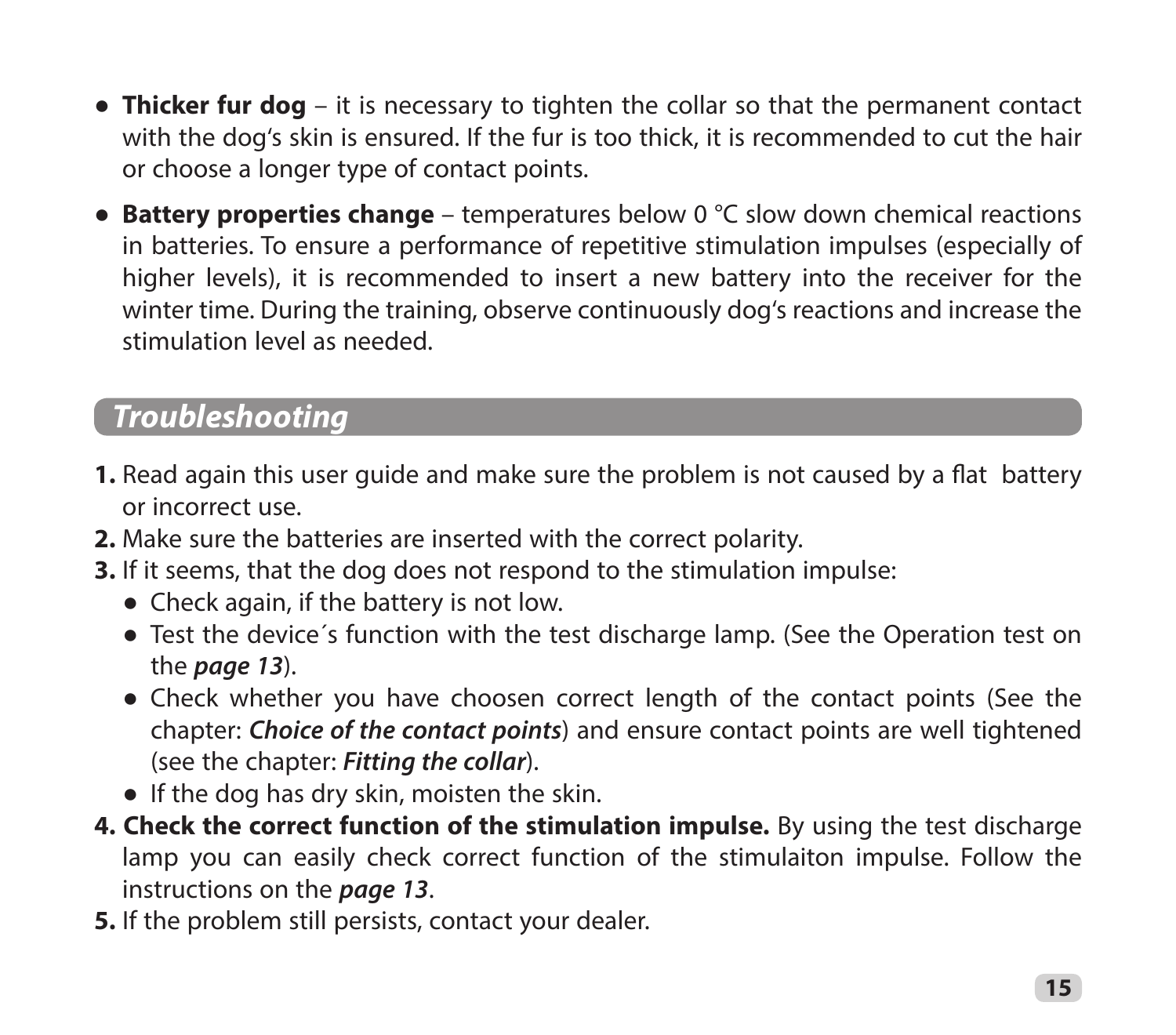- **Thicker fur dog** – it is necessary to tighten the collar so that the permanent contact with the dog's skin is ensured. If the fur is too thick, it is recommended to cut the hair or choose a longer type of contact points.
- **Battery properties change** – temperatures below 0 °C slow down chemical reactions in batteries. To ensure a performance of repetitive stimulation impulses (especially of higher levels), it is recommended to insert a new battery into the receiver for the winter time. During the training, observe continuously dog's reactions and increase the stimulation level as needed.

## *Troubleshooting*

**1.** Read again this user guide and make sure the problem is not caused by a flat battery or incorrect use.
**2.** Make sure the batteries are inserted with the correct polarity.
**3.** If it seems, that the dog does not respond to the stimulation impulse:
   - Check again, if the battery is not low.
   - Test the device´s function with the test discharge lamp. (See the Operation test on the ***page 13***).
   - Check whether you have choosen correct length of the contact points (See the chapter: ***Choice of the contact points***) and ensure contact points are well tightened (see the chapter: ***Fitting the collar***).
   - If the dog has dry skin, moisten the skin.

**4. Check the correct function of the stimulation impulse.** By using the test discharge lamp you can easily check correct function of the stimulaiton impulse. Follow the instructions on the ***page 13***.
**5.** If the problem still persists, contact your dealer.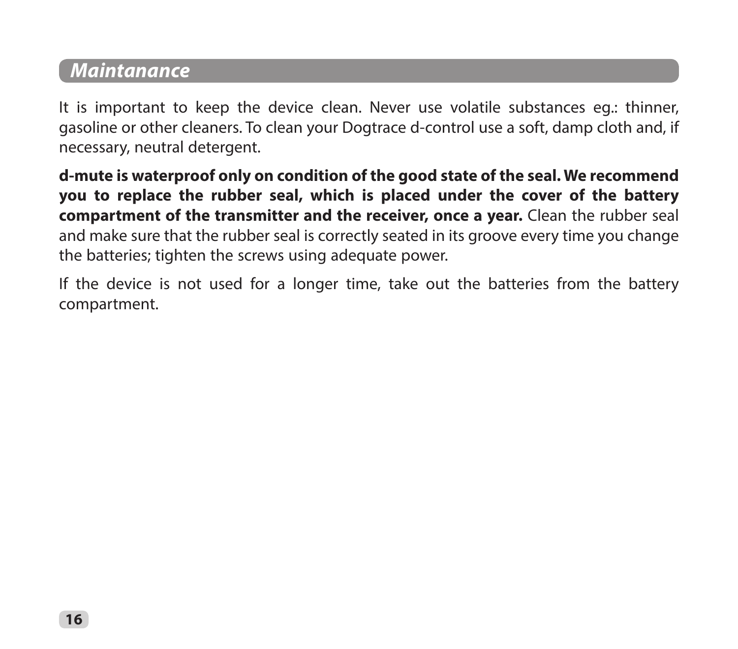## *Maintanance*

It is important to keep the device clean. Never use volatile substances eg.: thinner, gasoline or other cleaners. To clean your Dogtrace d-control use a soft, damp cloth and, if necessary, neutral detergent.

**d-mute is waterproof only on condition of the good state of the seal. We recommend you to replace the rubber seal, which is placed under the cover of the battery compartment of the transmitter and the receiver, once a year.** Clean the rubber seal and make sure that the rubber seal is correctly seated in its groove every time you change the batteries; tighten the screws using adequate power.

If the device is not used for a longer time, take out the batteries from the battery compartment.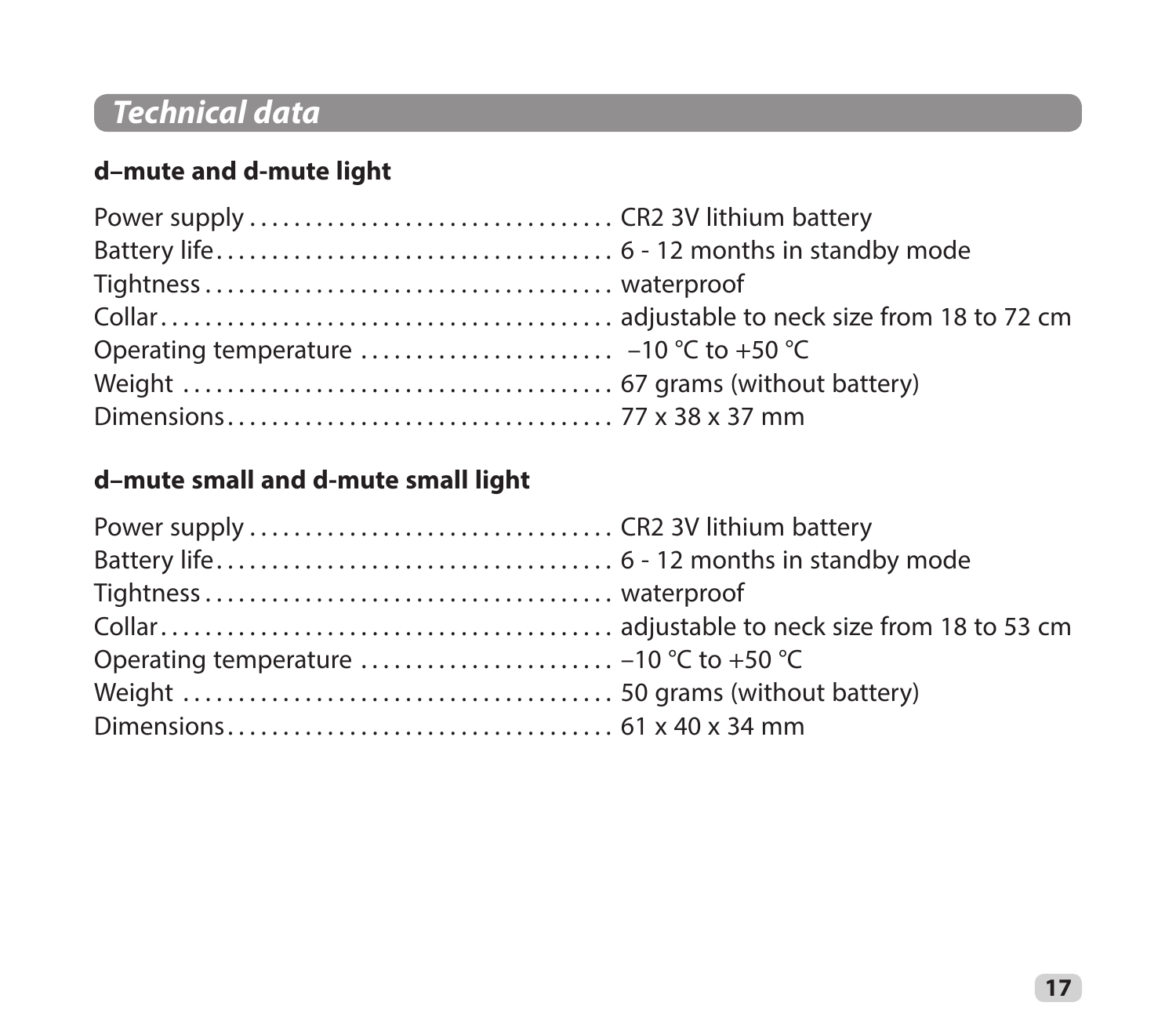## Technical data

**d–mute and d-mute light**

Power supply . . . . . . . . . . . . . . . . . . . . . . . . . . . . . . . . . CR2 3V lithium battery
Battery life . . . . . . . . . . . . . . . . . . . . . . . . . . . . . . . . . . . 6 - 12 months in standby mode
Tightness . . . . . . . . . . . . . . . . . . . . . . . . . . . . . . . . . . . . waterproof
Collar . . . . . . . . . . . . . . . . . . . . . . . . . . . . . . . . . . . . . . . adjustable to neck size from 18 to 72 cm
Operating temperature . . . . . . . . . . . . . . . . . . . . . . –10 °C to +50 °C
Weight . . . . . . . . . . . . . . . . . . . . . . . . . . . . . . . . . . . . . . 67 grams (without battery)
Dimensions . . . . . . . . . . . . . . . . . . . . . . . . . . . . . . . . . . 77 x 38 x 37 mm

**d–mute small and d-mute small light**

Power supply . . . . . . . . . . . . . . . . . . . . . . . . . . . . . . . . . CR2 3V lithium battery
Battery life . . . . . . . . . . . . . . . . . . . . . . . . . . . . . . . . . . . 6 - 12 months in standby mode
Tightness . . . . . . . . . . . . . . . . . . . . . . . . . . . . . . . . . . . . waterproof
Collar . . . . . . . . . . . . . . . . . . . . . . . . . . . . . . . . . . . . . . . adjustable to neck size from 18 to 53 cm
Operating temperature . . . . . . . . . . . . . . . . . . . . . . –10 °C to +50 °C
Weight . . . . . . . . . . . . . . . . . . . . . . . . . . . . . . . . . . . . . . 50 grams (without battery)
Dimensions . . . . . . . . . . . . . . . . . . . . . . . . . . . . . . . . . . 61 x 40 x 34 mm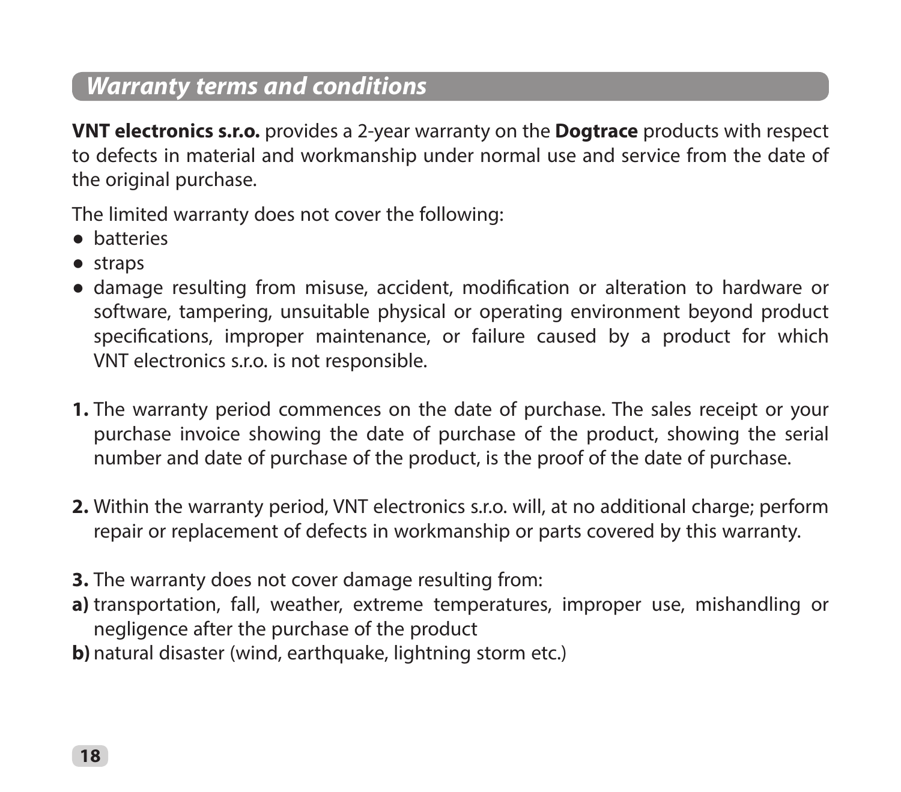## *Warranty terms and conditions*

**VNT electronics s.r.o.** provides a 2-year warranty on the **Dogtrace** products with respect to defects in material and workmanship under normal use and service from the date of the original purchase.

The limited warranty does not cover the following:

- batteries
- straps
- damage resulting from misuse, accident, modification or alteration to hardware or software, tampering, unsuitable physical or operating environment beyond product specifications, improper maintenance, or failure caused by a product for which VNT electronics s.r.o. is not responsible.

**1.** The warranty period commences on the date of purchase. The sales receipt or your purchase invoice showing the date of purchase of the product, showing the serial number and date of purchase of the product, is the proof of the date of purchase.

**2.** Within the warranty period, VNT electronics s.r.o. will, at no additional charge; perform repair or replacement of defects in workmanship or parts covered by this warranty.

**3.** The warranty does not cover damage resulting from:

**a)** transportation, fall, weather, extreme temperatures, improper use, mishandling or negligence after the purchase of the product

**b)** natural disaster (wind, earthquake, lightning storm etc.)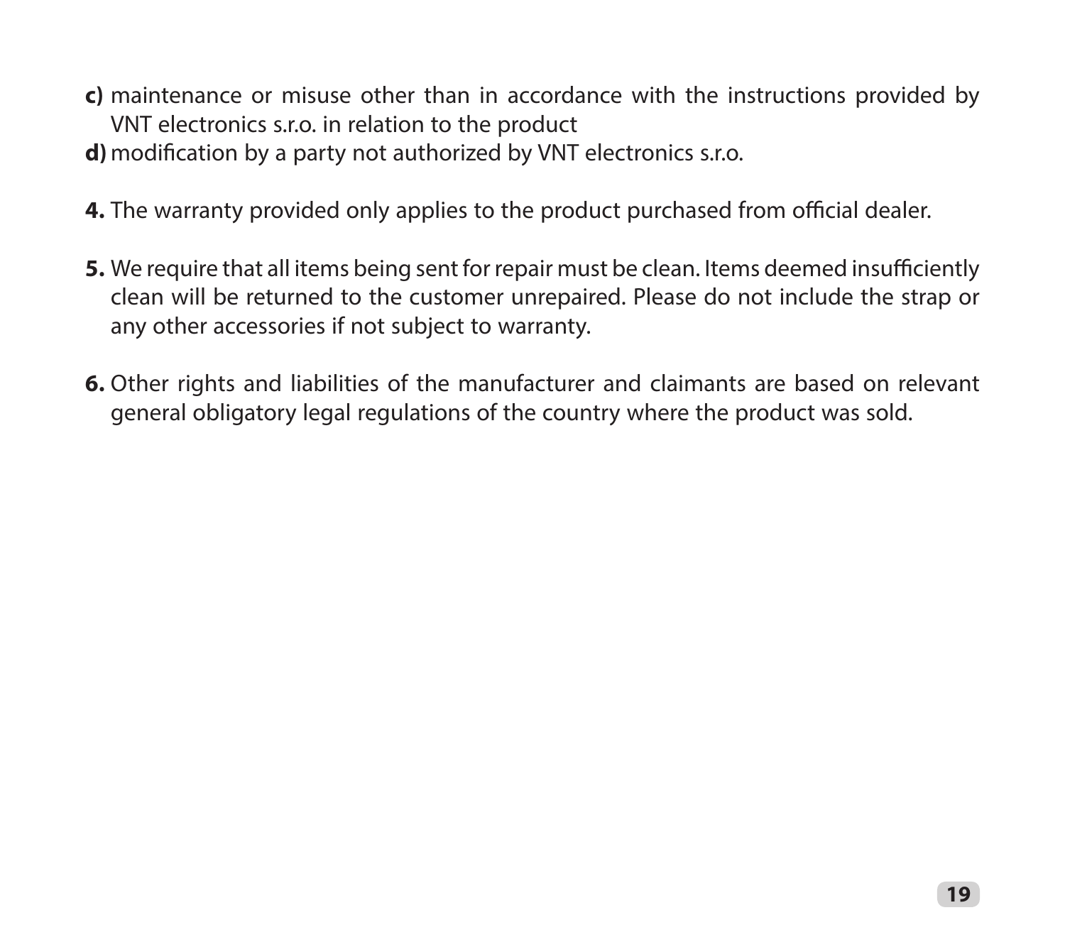**c)** maintenance or misuse other than in accordance with the instructions provided by VNT electronics s.r.o. in relation to the product

**d)** modification by a party not authorized by VNT electronics s.r.o.

**4.** The warranty provided only applies to the product purchased from official dealer.

**5.** We require that all items being sent for repair must be clean. Items deemed insufficiently clean will be returned to the customer unrepaired. Please do not include the strap or any other accessories if not subject to warranty.

**6.** Other rights and liabilities of the manufacturer and claimants are based on relevant general obligatory legal regulations of the country where the product was sold.